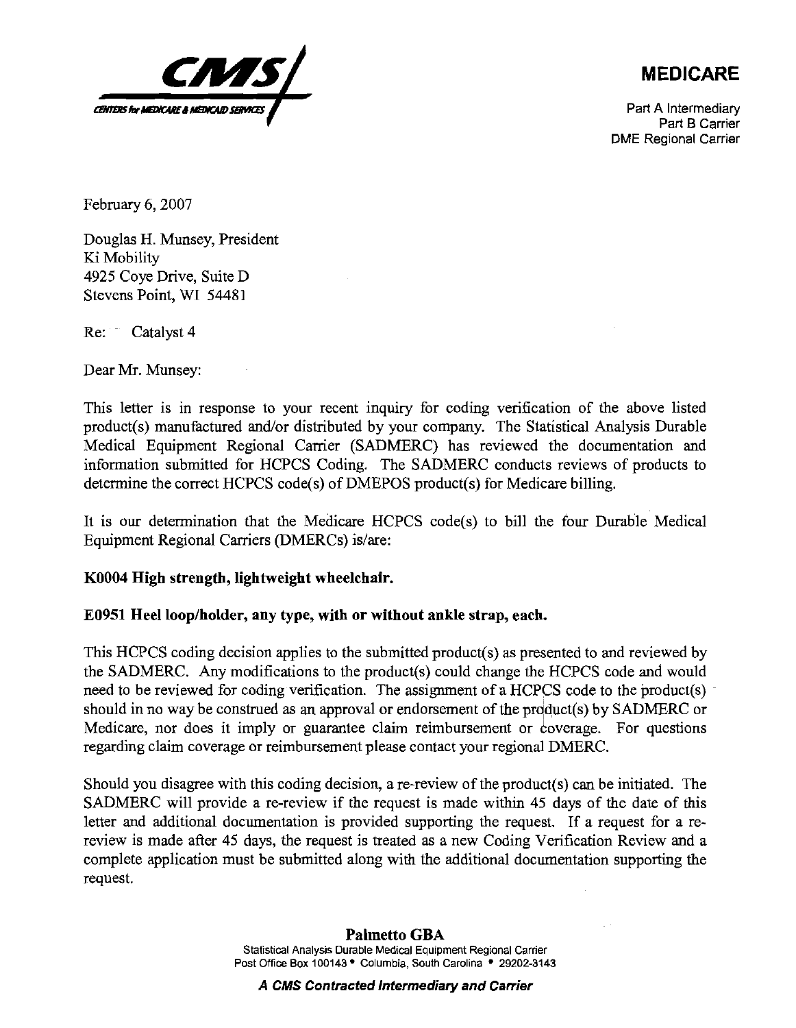**CMS**
CENTERS for MEDICARE & MEDICAID SERVICES

**MEDICARE**

Part A Intermediary
Part B Carrier
DME Regional Carrier

February 6, 2007

Douglas H. Munsey, President
Ki Mobility
4925 Coye Drive, Suite D
Stevens Point, WI 54481

Re: Catalyst 4

Dear Mr. Munsey:

This letter is in response to your recent inquiry for coding verification of the above listed product(s) manufactured and/or distributed by your company. The Statistical Analysis Durable Medical Equipment Regional Carrier (SADMERC) has reviewed the documentation and information submitted for HCPCS Coding. The SADMERC conducts reviews of products to determine the correct HCPCS code(s) of DMEPOS product(s) for Medicare billing.

It is our determination that the Medicare HCPCS code(s) to bill the four Durable Medical Equipment Regional Carriers (DMERCs) is/are:

**K0004 High strength, lightweight wheelchair.**

**E0951 Heel loop/holder, any type, with or without ankle strap, each.**

This HCPCS coding decision applies to the submitted product(s) as presented to and reviewed by the SADMERC. Any modifications to the product(s) could change the HCPCS code and would need to be reviewed for coding verification. The assignment of a HCPCS code to the product(s) should in no way be construed as an approval or endorsement of the product(s) by SADMERC or Medicare, nor does it imply or guarantee claim reimbursement or coverage. For questions regarding claim coverage or reimbursement please contact your regional DMERC.

Should you disagree with this coding decision, a re-review of the product(s) can be initiated. The SADMERC will provide a re-review if the request is made within 45 days of the date of this letter and additional documentation is provided supporting the request. If a request for a re-review is made after 45 days, the request is treated as a new Coding Verification Review and a complete application must be submitted along with the additional documentation supporting the request.

**Palmetto GBA**
Statistical Analysis Durable Medical Equipment Regional Carrier
Post Office Box 100143 • Columbia, South Carolina • 29202-3143

***A CMS Contracted Intermediary and Carrier***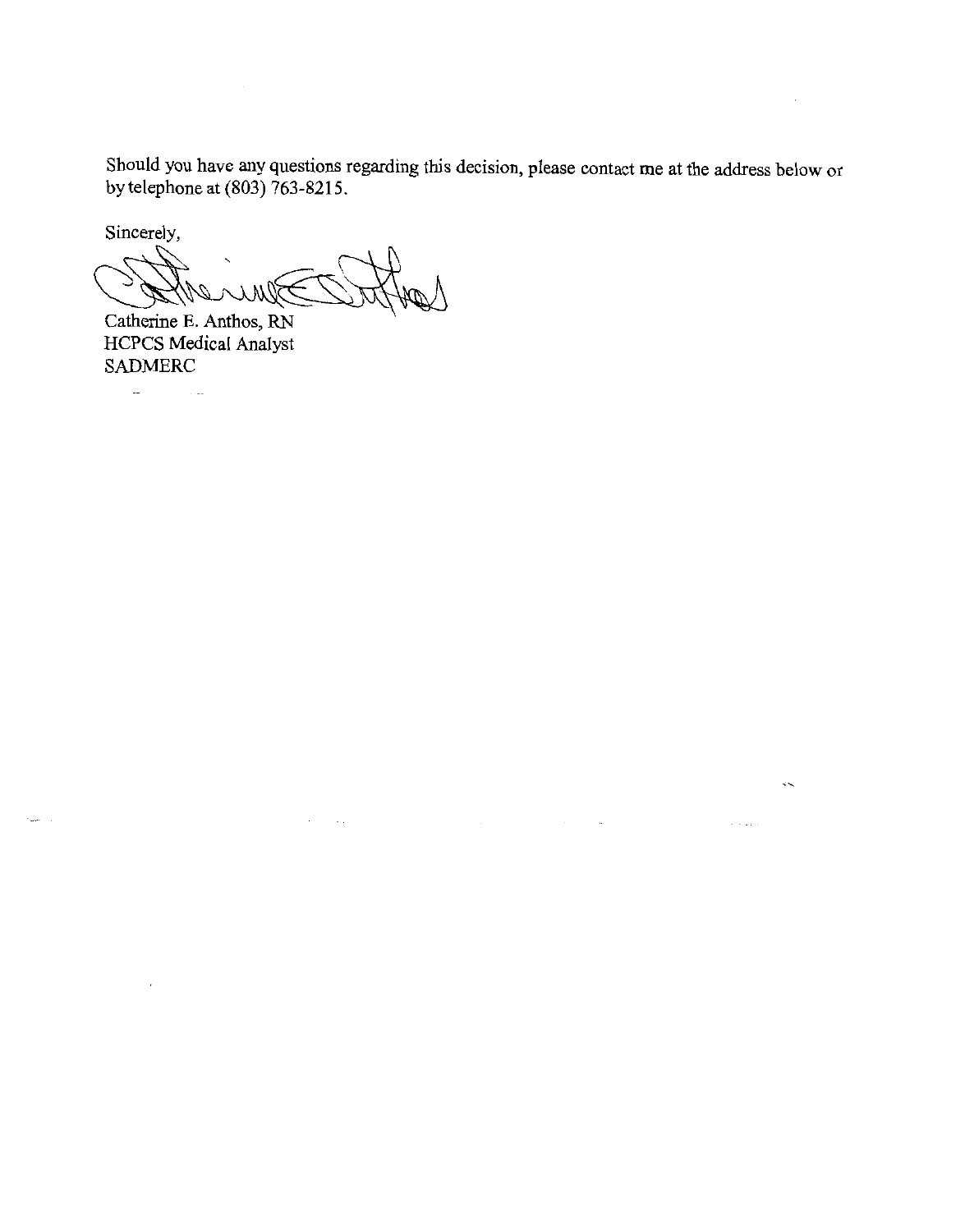Should you have any questions regarding this decision, please contact me at the address below or by telephone at (803) 763-8215.

Sincerely,

Catherine E. Anthos, RN
HCPCS Medical Analyst
SADMERC